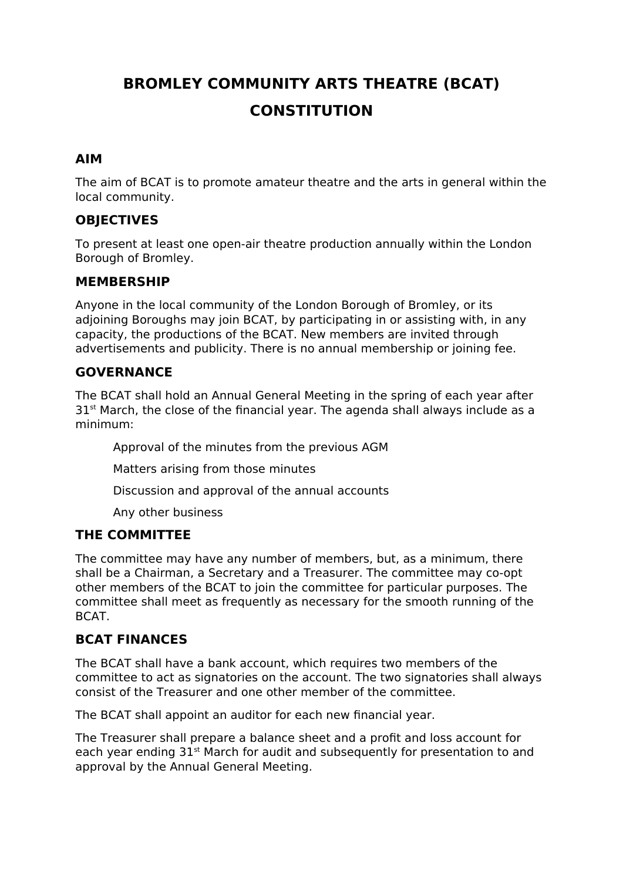# BROMLEY COMMUNITY ARTS THEATRE (BCAT) CONSTITUTION

## AIM

The aim of BCAT is to promote amateur theatre and the arts in general within the local community.

## OBJECTIVES

To present at least one open-air theatre production annually within the London Borough of Bromley.

## MEMBERSHIP

Anyone in the local community of the London Borough of Bromley, or its adjoining Boroughs may join BCAT, by participating in or assisting with, in any capacity, the productions of the BCAT. New members are invited through advertisements and publicity. There is no annual membership or joining fee.

## GOVERNANCE

The BCAT shall hold an Annual General Meeting in the spring of each year after 31st March, the close of the financial year. The agenda shall always include as a minimum:

- Approval of the minutes from the previous AGM
- Matters arising from those minutes
- Discussion and approval of the annual accounts
- Any other business

## THE COMMITTEE

The committee may have any number of members, but, as a minimum, there shall be a Chairman, a Secretary and a Treasurer. The committee may co-opt other members of the BCAT to join the committee for particular purposes. The committee shall meet as frequently as necessary for the smooth running of the BCAT.

## BCAT FINANCES

The BCAT shall have a bank account, which requires two members of the committee to act as signatories on the account. The two signatories shall always consist of the Treasurer and one other member of the committee.

The BCAT shall appoint an auditor for each new financial year.

The Treasurer shall prepare a balance sheet and a profit and loss account for each year ending 31st March for audit and subsequently for presentation to and approval by the Annual General Meeting.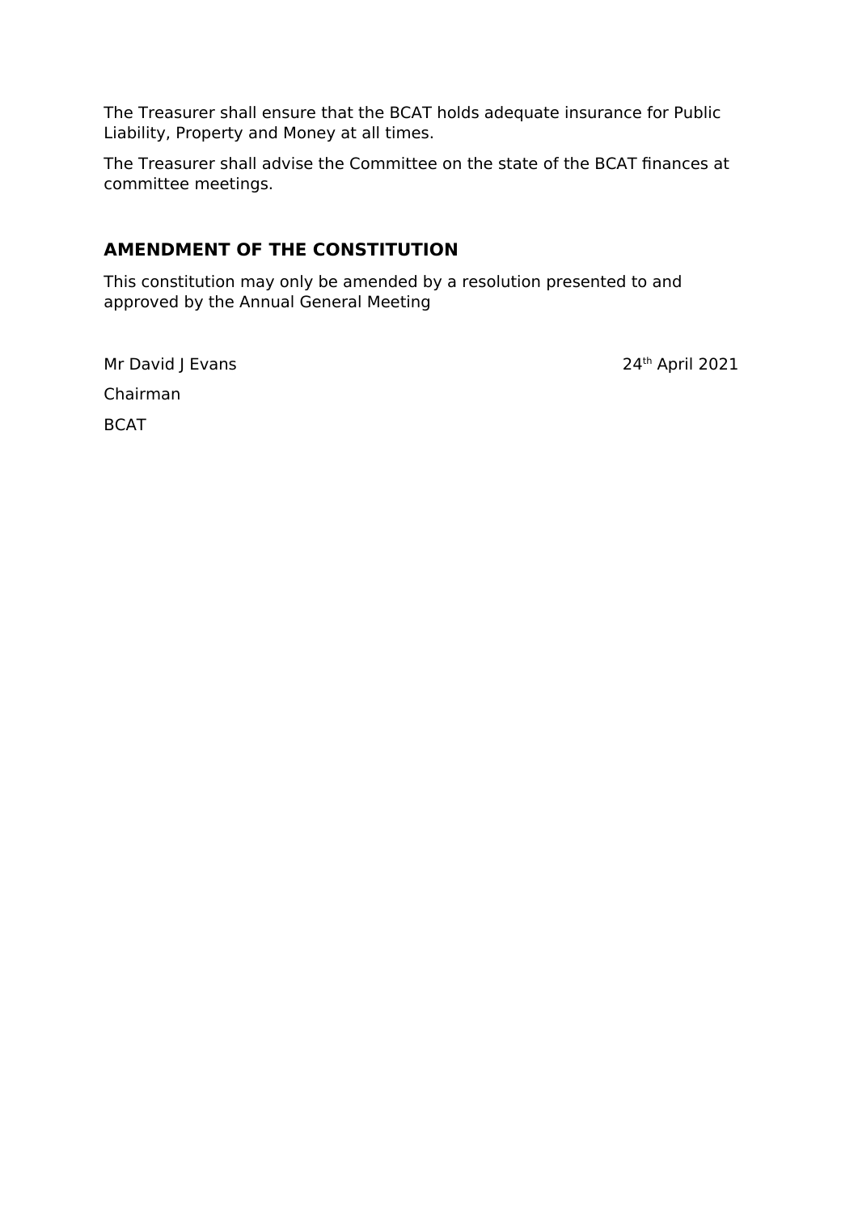The Treasurer shall ensure that the BCAT holds adequate insurance for Public Liability, Property and Money at all times.

The Treasurer shall advise the Committee on the state of the BCAT finances at committee meetings.

## AMENDMENT OF THE CONSTITUTION

This constitution may only be amended by a resolution presented to and approved by the Annual General Meeting

Mr David J Evans

24th April 2021

Chairman

BCAT